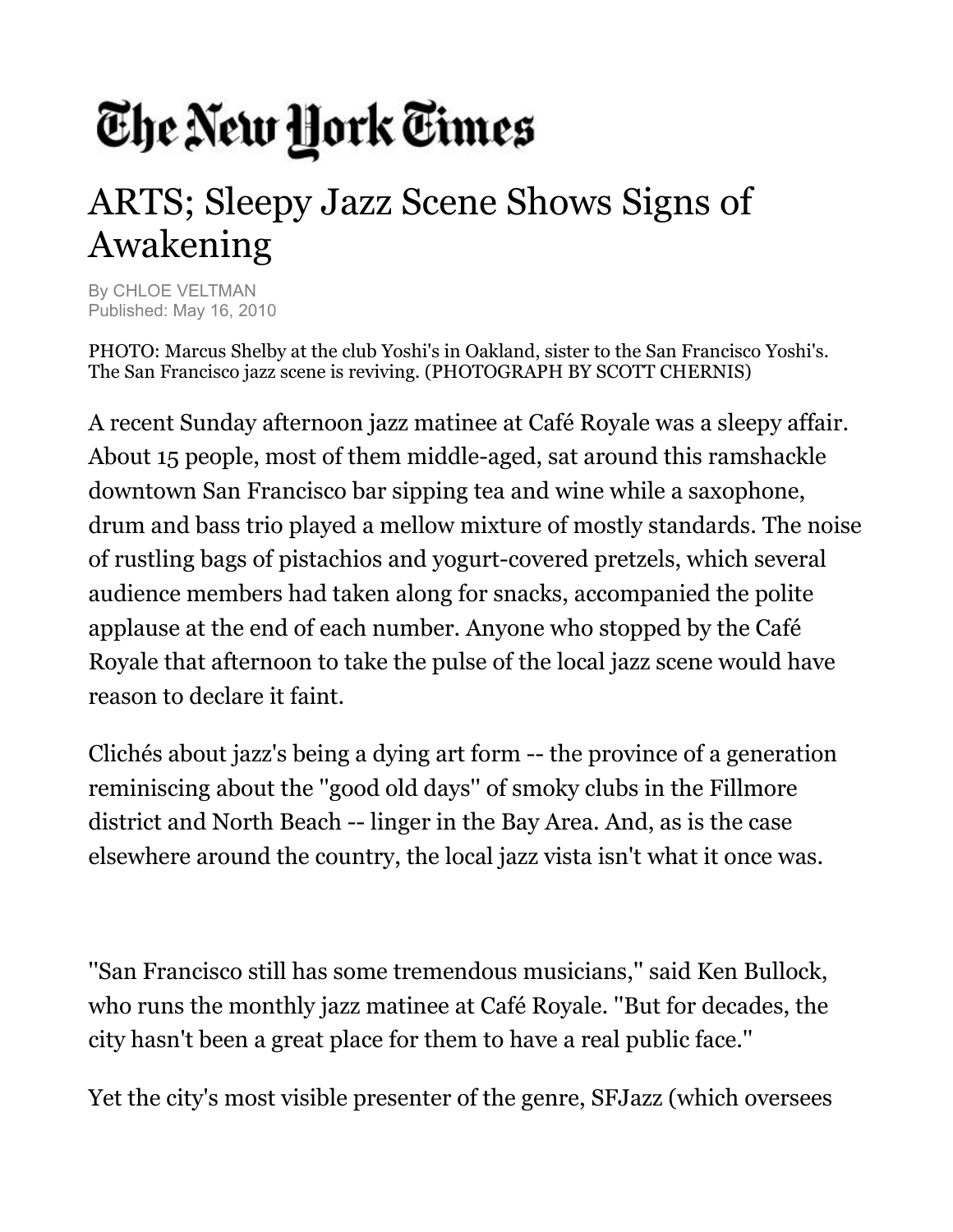# The New York Times

## ARTS; Sleepy Jazz Scene Shows Signs of Awakening

By CHLOE VELTMAN
Published: May 16, 2010

PHOTO: Marcus Shelby at the club Yoshi's in Oakland, sister to the San Francisco Yoshi's. The San Francisco jazz scene is reviving. (PHOTOGRAPH BY SCOTT CHERNIS)

A recent Sunday afternoon jazz matinee at Café Royale was a sleepy affair. About 15 people, most of them middle-aged, sat around this ramshackle downtown San Francisco bar sipping tea and wine while a saxophone, drum and bass trio played a mellow mixture of mostly standards. The noise of rustling bags of pistachios and yogurt-covered pretzels, which several audience members had taken along for snacks, accompanied the polite applause at the end of each number. Anyone who stopped by the Café Royale that afternoon to take the pulse of the local jazz scene would have reason to declare it faint.

Clichés about jazz's being a dying art form -- the province of a generation reminiscing about the ''good old days'' of smoky clubs in the Fillmore district and North Beach -- linger in the Bay Area. And, as is the case elsewhere around the country, the local jazz vista isn't what it once was.

''San Francisco still has some tremendous musicians,'' said Ken Bullock, who runs the monthly jazz matinee at Café Royale. ''But for decades, the city hasn't been a great place for them to have a real public face.''

Yet the city's most visible presenter of the genre, SFJazz (which oversees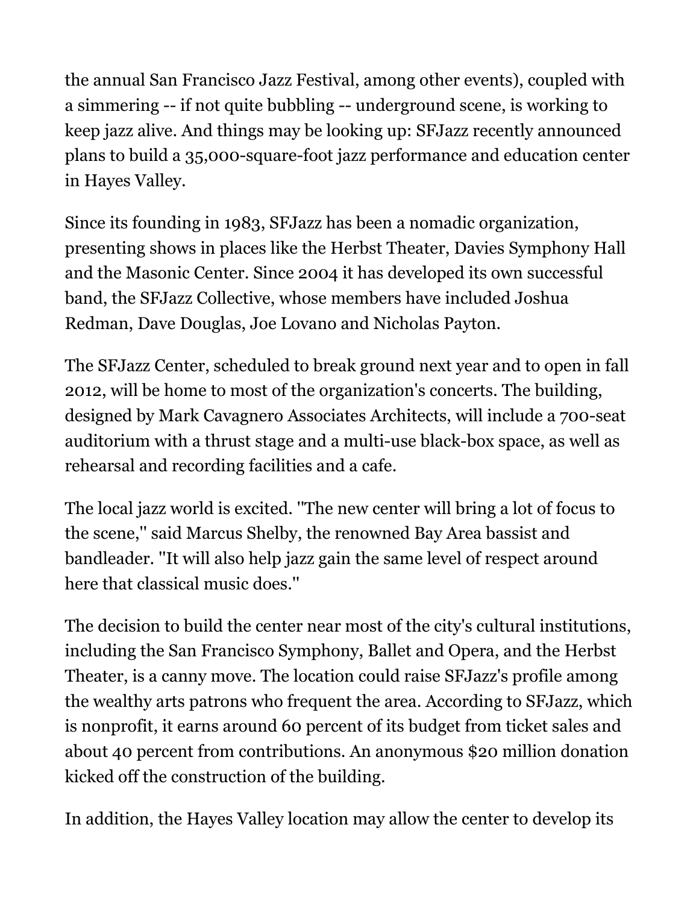the annual San Francisco Jazz Festival, among other events), coupled with a simmering -- if not quite bubbling -- underground scene, is working to keep jazz alive. And things may be looking up: SFJazz recently announced plans to build a 35,000-square-foot jazz performance and education center in Hayes Valley.

Since its founding in 1983, SFJazz has been a nomadic organization, presenting shows in places like the Herbst Theater, Davies Symphony Hall and the Masonic Center. Since 2004 it has developed its own successful band, the SFJazz Collective, whose members have included Joshua Redman, Dave Douglas, Joe Lovano and Nicholas Payton.

The SFJazz Center, scheduled to break ground next year and to open in fall 2012, will be home to most of the organization's concerts. The building, designed by Mark Cavagnero Associates Architects, will include a 700-seat auditorium with a thrust stage and a multi-use black-box space, as well as rehearsal and recording facilities and a cafe.

The local jazz world is excited. "The new center will bring a lot of focus to the scene," said Marcus Shelby, the renowned Bay Area bassist and bandleader. "It will also help jazz gain the same level of respect around here that classical music does."

The decision to build the center near most of the city's cultural institutions, including the San Francisco Symphony, Ballet and Opera, and the Herbst Theater, is a canny move. The location could raise SFJazz's profile among the wealthy arts patrons who frequent the area. According to SFJazz, which is nonprofit, it earns around 60 percent of its budget from ticket sales and about 40 percent from contributions. An anonymous $20 million donation kicked off the construction of the building.

In addition, the Hayes Valley location may allow the center to develop its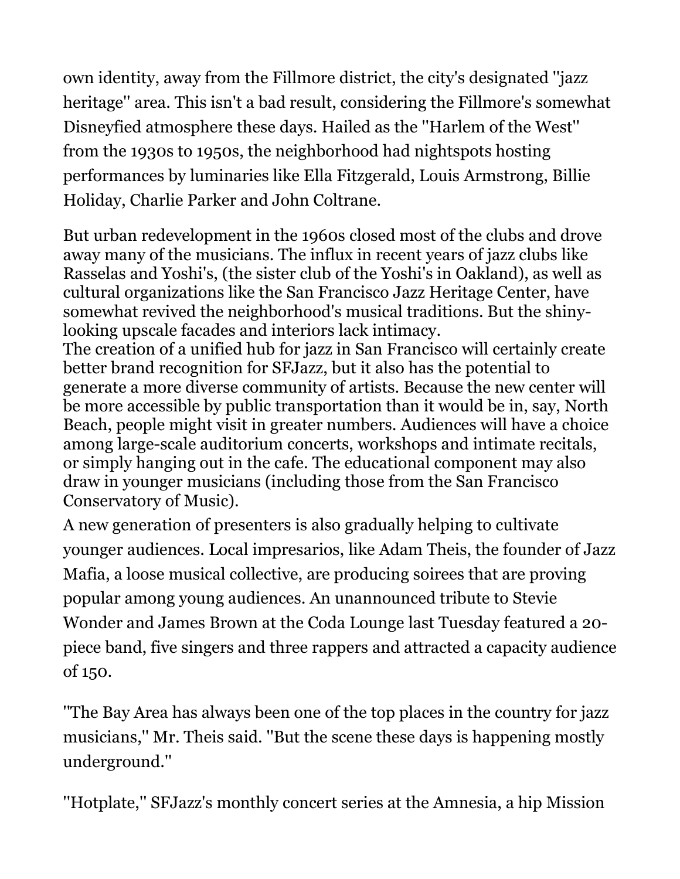own identity, away from the Fillmore district, the city's designated ''jazz heritage'' area. This isn't a bad result, considering the Fillmore's somewhat Disneyfied atmosphere these days. Hailed as the ''Harlem of the West'' from the 1930s to 1950s, the neighborhood had nightspots hosting performances by luminaries like Ella Fitzgerald, Louis Armstrong, Billie Holiday, Charlie Parker and John Coltrane.

But urban redevelopment in the 1960s closed most of the clubs and drove away many of the musicians. The influx in recent years of jazz clubs like Rasselas and Yoshi's, (the sister club of the Yoshi's in Oakland), as well as cultural organizations like the San Francisco Jazz Heritage Center, have somewhat revived the neighborhood's musical traditions. But the shiny-looking upscale facades and interiors lack intimacy.

The creation of a unified hub for jazz in San Francisco will certainly create better brand recognition for SFJazz, but it also has the potential to generate a more diverse community of artists. Because the new center will be more accessible by public transportation than it would be in, say, North Beach, people might visit in greater numbers. Audiences will have a choice among large-scale auditorium concerts, workshops and intimate recitals, or simply hanging out in the cafe. The educational component may also draw in younger musicians (including those from the San Francisco Conservatory of Music).

A new generation of presenters is also gradually helping to cultivate younger audiences. Local impresarios, like Adam Theis, the founder of Jazz Mafia, a loose musical collective, are producing soirees that are proving popular among young audiences. An unannounced tribute to Stevie Wonder and James Brown at the Coda Lounge last Tuesday featured a 20-piece band, five singers and three rappers and attracted a capacity audience of 150.

''The Bay Area has always been one of the top places in the country for jazz musicians,'' Mr. Theis said. ''But the scene these days is happening mostly underground.''

''Hotplate,'' SFJazz's monthly concert series at the Amnesia, a hip Mission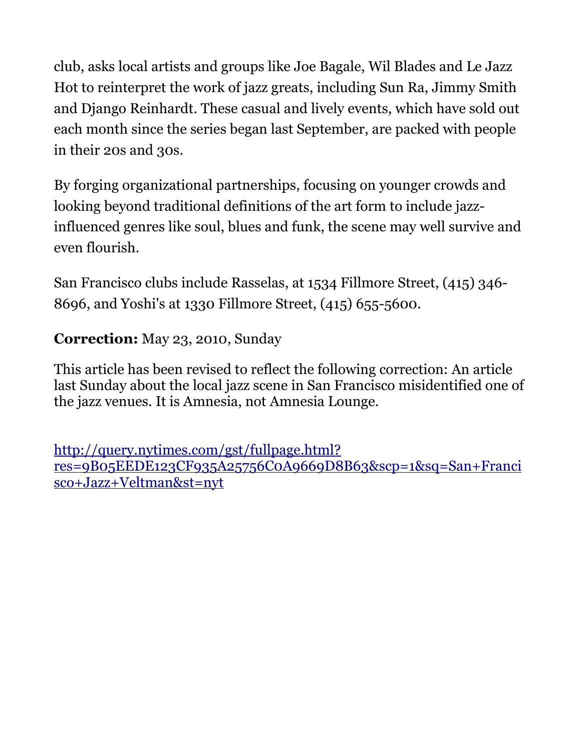club, asks local artists and groups like Joe Bagale, Wil Blades and Le Jazz Hot to reinterpret the work of jazz greats, including Sun Ra, Jimmy Smith and Django Reinhardt. These casual and lively events, which have sold out each month since the series began last September, are packed with people in their 20s and 30s.

By forging organizational partnerships, focusing on younger crowds and looking beyond traditional definitions of the art form to include jazz-influenced genres like soul, blues and funk, the scene may well survive and even flourish.

San Francisco clubs include Rasselas, at 1534 Fillmore Street, (415) 346-8696, and Yoshi's at 1330 Fillmore Street, (415) 655-5600.

**Correction:** May 23, 2010, Sunday

This article has been revised to reflect the following correction: An article last Sunday about the local jazz scene in San Francisco misidentified one of the jazz venues. It is Amnesia, not Amnesia Lounge.

[http://query.nytimes.com/gst/fullpage.html?res=9B05EEDE123CF935A25756C0A9669D8B63&scp=1&sq=San+Francisco+Jazz+Veltman&st=nyt](http://query.nytimes.com/gst/fullpage.html?res=9B05EEDE123CF935A25756C0A9669D8B63&scp=1&sq=San+Francisco+Jazz+Veltman&st=nyt)